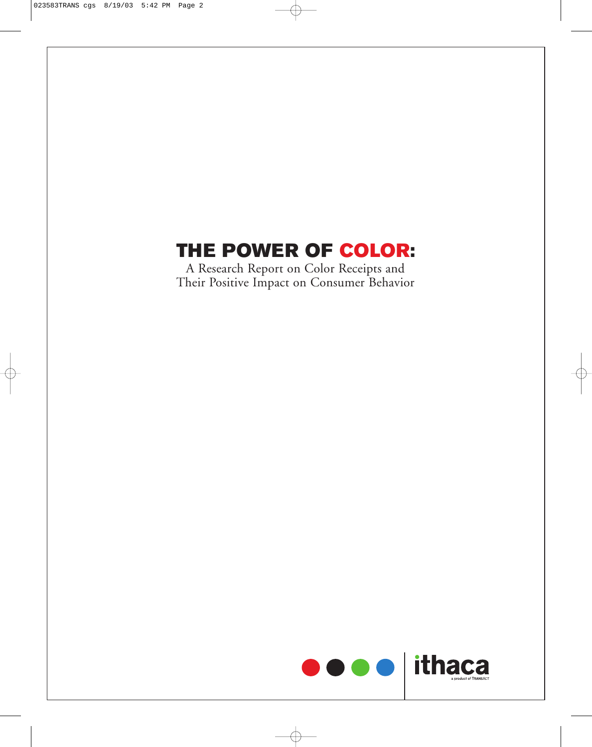# THE POWER OF COLOR:

A Research Report on Color Receipts and Their Positive Impact on Consumer Behavior

ithaca

a product of TRANSACT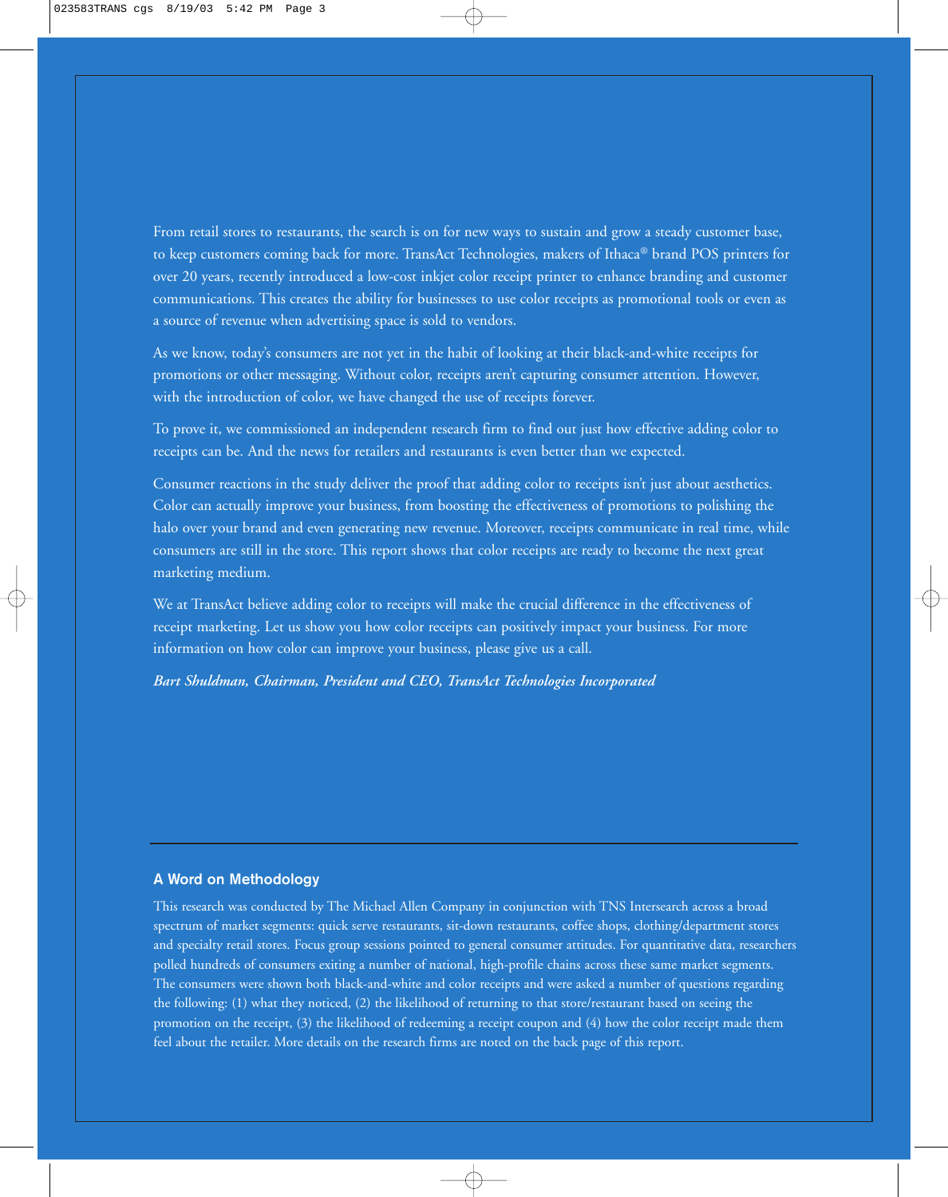From retail stores to restaurants, the search is on for new ways to sustain and grow a steady customer base, to keep customers coming back for more. TransAct Technologies, makers of Ithaca® brand POS printers for over 20 years, recently introduced a low-cost inkjet color receipt printer to enhance branding and customer communications. This creates the ability for businesses to use color receipts as promotional tools or even as a source of revenue when advertising space is sold to vendors.

As we know, today's consumers are not yet in the habit of looking at their black-and-white receipts for promotions or other messaging. Without color, receipts aren't capturing consumer attention. However, with the introduction of color, we have changed the use of receipts forever.

To prove it, we commissioned an independent research firm to find out just how effective adding color to receipts can be. And the news for retailers and restaurants is even better than we expected.

Consumer reactions in the study deliver the proof that adding color to receipts isn't just about aesthetics. Color can actually improve your business, from boosting the effectiveness of promotions to polishing the halo over your brand and even generating new revenue. Moreover, receipts communicate in real time, while consumers are still in the store. This report shows that color receipts are ready to become the next great marketing medium.

We at TransAct believe adding color to receipts will make the crucial difference in the effectiveness of receipt marketing. Let us show you how color receipts can positively impact your business. For more information on how color can improve your business, please give us a call.

***Bart Shuldman, Chairman, President and CEO, TransAct Technologies Incorporated***

---

### A Word on Methodology

This research was conducted by The Michael Allen Company in conjunction with TNS Intersearch across a broad spectrum of market segments: quick serve restaurants, sit-down restaurants, coffee shops, clothing/department stores and specialty retail stores. Focus group sessions pointed to general consumer attitudes. For quantitative data, researchers polled hundreds of consumers exiting a number of national, high-profile chains across these same market segments. The consumers were shown both black-and-white and color receipts and were asked a number of questions regarding the following: (1) what they noticed, (2) the likelihood of returning to that store/restaurant based on seeing the promotion on the receipt, (3) the likelihood of redeeming a receipt coupon and (4) how the color receipt made them feel about the retailer. More details on the research firms are noted on the back page of this report.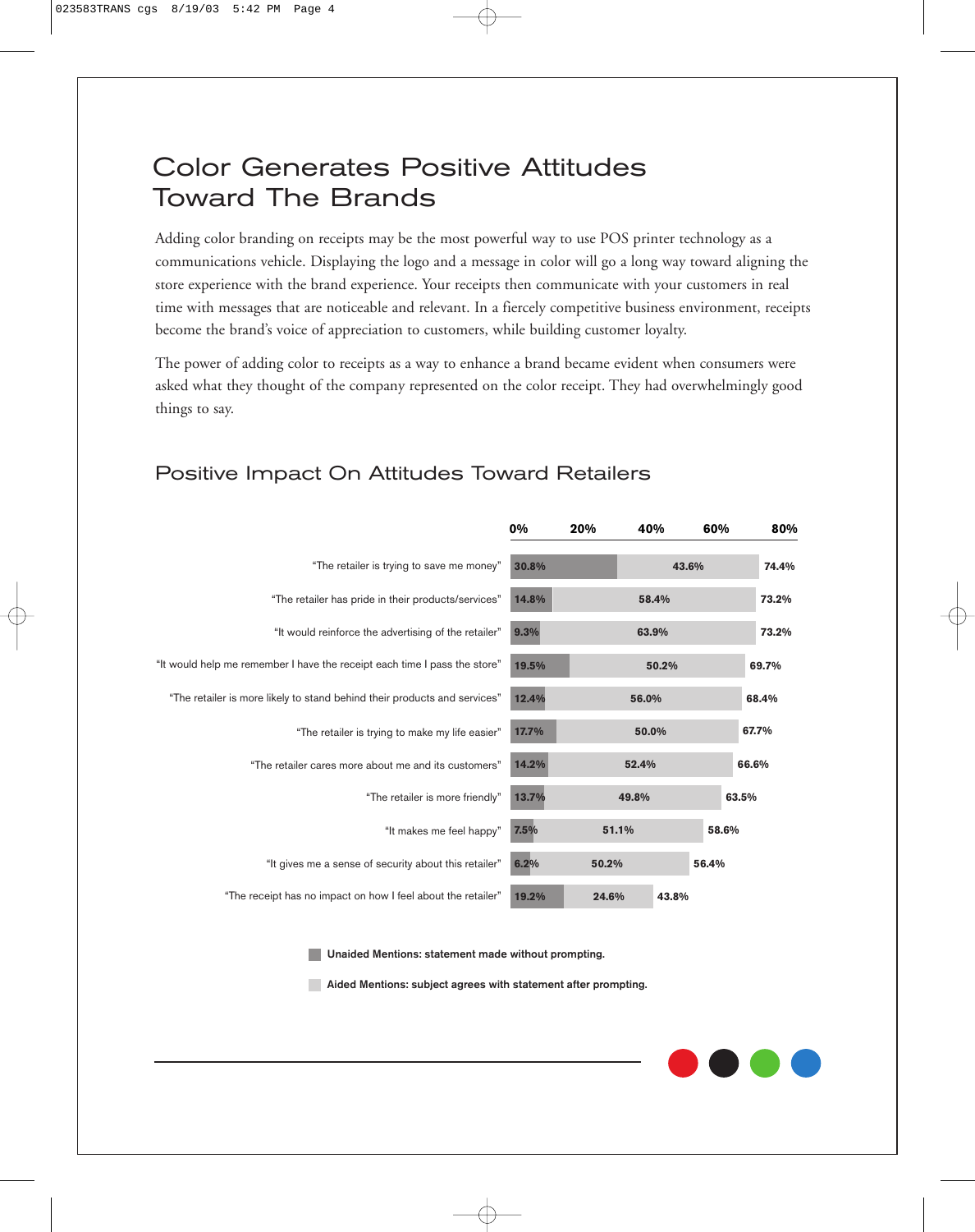# Color Generates Positive Attitudes Toward The Brands

Adding color branding on receipts may be the most powerful way to use POS printer technology as a communications vehicle. Displaying the logo and a message in color will go a long way toward aligning the store experience with the brand experience. Your receipts then communicate with your customers in real time with messages that are noticeable and relevant. In a fiercely competitive business environment, receipts become the brand's voice of appreciation to customers, while building customer loyalty.

The power of adding color to receipts as a way to enhance a brand became evident when consumers were asked what they thought of the company represented on the color receipt. They had overwhelmingly good things to say.

## Positive Impact On Attitudes Toward Retailers

| Statement | Unaided Mentions | Aided Mentions | Total |
|---|---|---|---|
| "The retailer is trying to save me money" | 30.8% | 43.6% | 74.4% |
| "The retailer has pride in their products/services" | 14.8% | 58.4% | 73.2% |
| "It would reinforce the advertising of the retailer" | 9.3% | 63.9% | 73.2% |
| "It would help me remember I have the receipt each time I pass the store" | 19.5% | 50.2% | 69.7% |
| "The retailer is more likely to stand behind their products and services" | 12.4% | 56.0% | 68.4% |
| "The retailer is trying to make my life easier" | 17.7% | 50.0% | 67.7% |
| "The retailer cares more about me and its customers" | 14.2% | 52.4% | 66.6% |
| "The retailer is more friendly" | 13.7% | 49.8% | 63.5% |
| "It makes me feel happy" | 7.5% | 51.1% | 58.6% |
| "It gives me a sense of security about this retailer" | 6.2% | 50.2% | 56.4% |
| "The receipt has no impact on how I feel about the retailer" | 19.2% | 24.6% | 43.8% |

Unaided Mentions: statement made without prompting.

Aided Mentions: subject agrees with statement after prompting.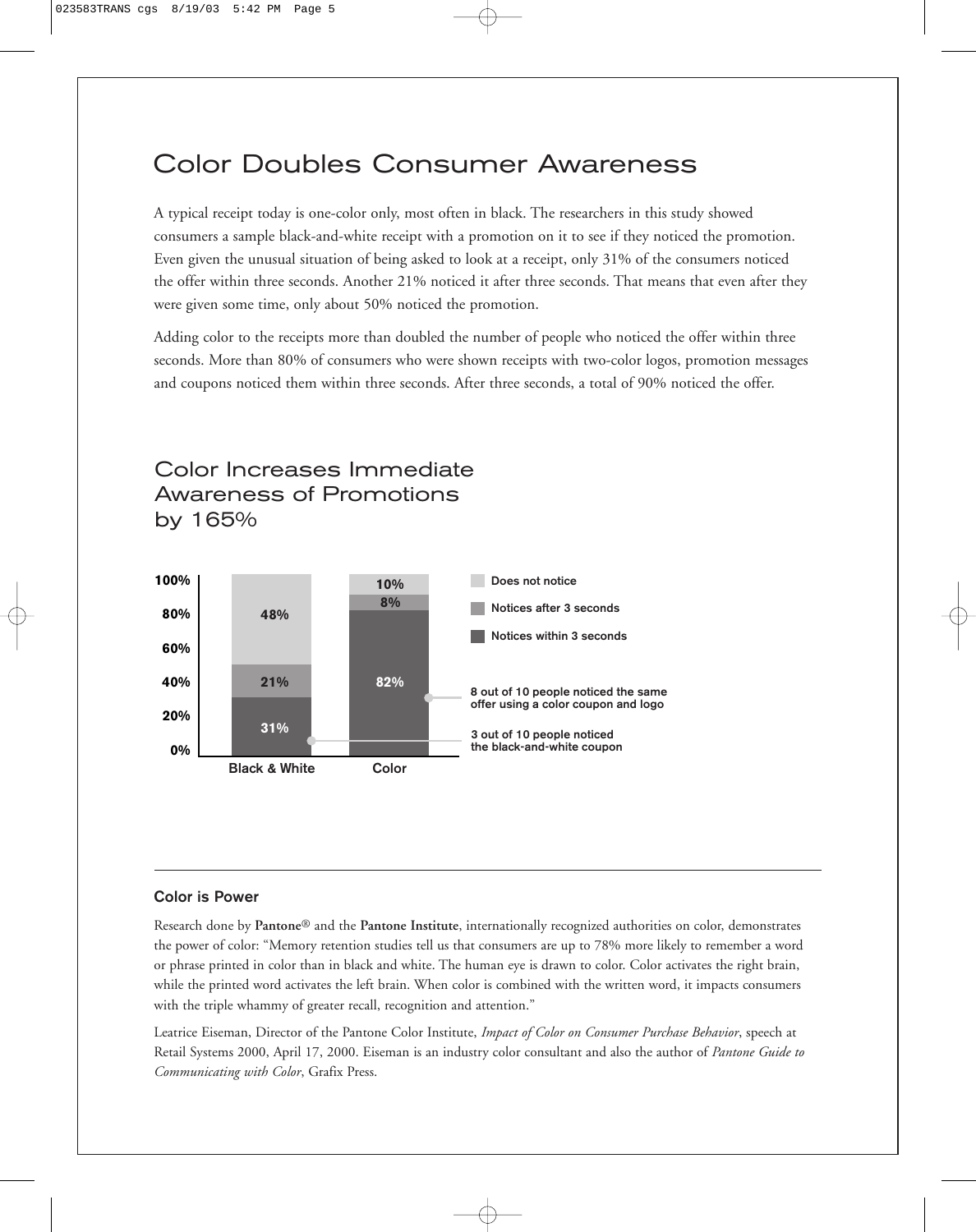# Color Doubles Consumer Awareness

A typical receipt today is one-color only, most often in black. The researchers in this study showed consumers a sample black-and-white receipt with a promotion on it to see if they noticed the promotion. Even given the unusual situation of being asked to look at a receipt, only 31% of the consumers noticed the offer within three seconds. Another 21% noticed it after three seconds. That means that even after they were given some time, only about 50% noticed the promotion.

Adding color to the receipts more than doubled the number of people who noticed the offer within three seconds. More than 80% of consumers who were shown receipts with two-color logos, promotion messages and coupons noticed them within three seconds. After three seconds, a total of 90% noticed the offer.

## Color Increases Immediate Awareness of Promotions by 165%

| | Black & White | Color |
|---|---|---|
| Does not notice | 48% | 10% |
| Notices after 3 seconds | 21% | 8% |
| Notices within 3 seconds | 31% | 82% |

8 out of 10 people noticed the same offer using a color coupon and logo

3 out of 10 people noticed the black-and-white coupon

---

### Color is Power

Research done by **Pantone**® and the **Pantone Institute**, internationally recognized authorities on color, demonstrates the power of color: "Memory retention studies tell us that consumers are up to 78% more likely to remember a word or phrase printed in color than in black and white. The human eye is drawn to color. Color activates the right brain, while the printed word activates the left brain. When color is combined with the written word, it impacts consumers with the triple whammy of greater recall, recognition and attention."

Leatrice Eiseman, Director of the Pantone Color Institute, *Impact of Color on Consumer Purchase Behavior*, speech at Retail Systems 2000, April 17, 2000. Eiseman is an industry color consultant and also the author of *Pantone Guide to Communicating with Color*, Grafix Press.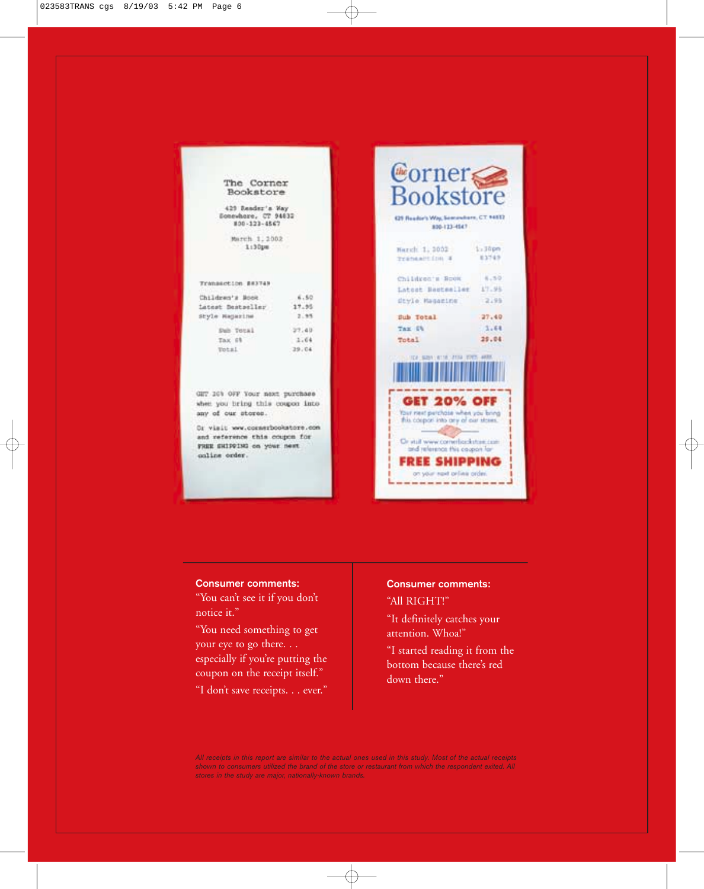The Corner Bookstore

429 Reader's Way
Somewhere, CT 94832
830-123-4567

March 1, 2002
1:30pm

Transaction #83749

| | |
|---|---|
| Children's Book | 6.50 |
| Latest Bestseller | 17.95 |
| Style Magazine | 2.95 |
| Sub Total | 27.40 |
| Tax 6% | 1.64 |
| Total | 29.04 |

GET 20% OFF Your next purchase when you bring this coupon into any of our stores.

Or visit www.cornerbookstore.com and reference this coupon for FREE SHIPPING on your next online order.

---

The Corner Bookstore

429 Reader's Way, Somewhere, CT 94832
830-123-4567

March 1, 2002 — 1:30pm
Transaction # 83749

| | |
|---|---|
| Children's Book | 6.50 |
| Latest Bestseller | 17.95 |
| Style Magazine | 2.95 |
| **Sub Total** | **27.40** |
| **Tax 6%** | **1.64** |
| **Total** | **29.04** |

**GET 20% OFF**
Your next purchase when you bring this coupon into any of our stores.

Or visit www.cornerbookstore.com and reference this coupon for
**FREE SHIPPING**
on your next online order.

---

**Consumer comments:**

"You can't see it if you don't notice it."

"You need something to get your eye to go there. . . especially if you're putting the coupon on the receipt itself."

"I don't save receipts. . . ever."

**Consumer comments:**

"All RIGHT!"

"It definitely catches your attention. Whoa!"

"I started reading it from the bottom because there's red down there."

*All receipts in this report are similar to the actual ones used in this study. Most of the actual receipts shown to consumers utilized the brand of the store or restaurant from which the respondent exited. All stores in the study are major, nationally-known brands.*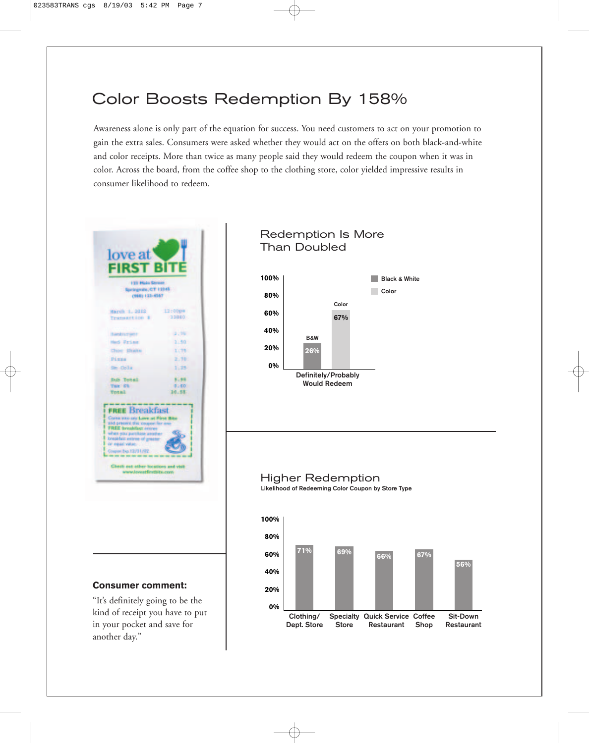# Color Boosts Redemption By 158%

Awareness alone is only part of the equation for success. You need customers to act on your promotion to gain the extra sales. Consumers were asked whether they would act on the offers on both black-and-white and color receipts. More than twice as many people said they would redeem the coupon when it was in color. Across the board, from the coffee shop to the clothing store, color yielded impressive results in consumer likelihood to redeem.

## Redemption Is More Than Doubled

| Definitely/Probably Would Redeem | |
|---|---|
| Black & White | 26% |
| Color | 67% |

## Higher Redemption

Likelihood of Redeeming Color Coupon by Store Type

| Store Type | Likelihood |
|---|---|
| Clothing/ Dept. Store | 71% |
| Specialty Store | 69% |
| Quick Service Restaurant | 66% |
| Coffee Shop | 67% |
| Sit-Down Restaurant | 56% |

**Consumer comment:**

"It's definitely going to be the kind of receipt you have to put in your pocket and save for another day."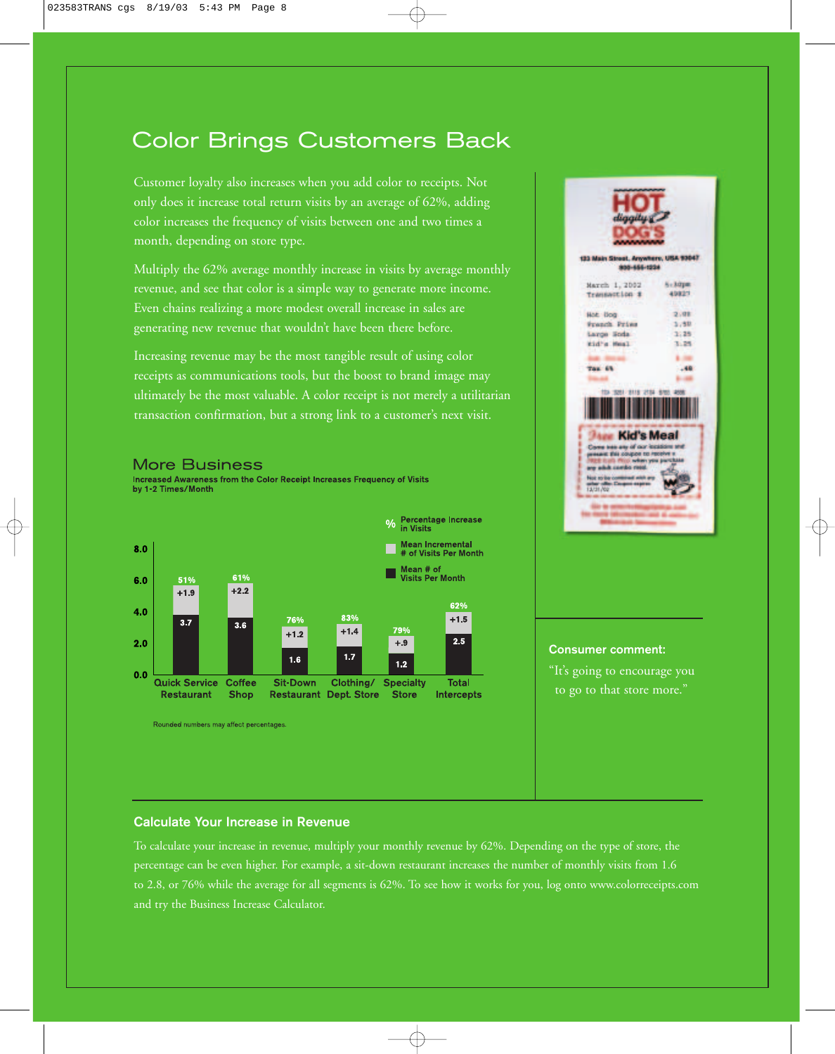# Color Brings Customers Back

Customer loyalty also increases when you add color to receipts. Not only does it increase total return visits by an average of 62%, adding color increases the frequency of visits between one and two times a month, depending on store type.

Multiply the 62% average monthly increase in visits by average monthly revenue, and see that color is a simple way to generate more income. Even chains realizing a more modest overall increase in sales are generating new revenue that wouldn't have been there before.

Increasing revenue may be the most tangible result of using color receipts as communications tools, but the boost to brand image may ultimately be the most valuable. A color receipt is not merely a utilitarian transaction confirmation, but a strong link to a customer's next visit.

## More Business

**Increased Awareness from the Color Receipt Increases Frequency of Visits by 1-2 Times/Month**

| | Quick Service Restaurant | Coffee Shop | Sit-Down Restaurant | Clothing/ Dept. Store | Specialty Store | Total Intercepts |
|---|---|---|---|---|---|---|
| Mean # of Visits Per Month | 3.7 | 3.6 | 1.6 | 1.7 | 1.2 | 2.5 |
| Mean Incremental # of Visits Per Month | +1.9 | +2.2 | +1.2 | +1.4 | +.9 | +1.5 |
| Percentage Increase in Visits | 51% | 61% | 76% | 83% | 79% | 62% |

Rounded numbers may affect percentages.

**Consumer comment:**

"It's going to encourage you to go to that store more."

### Calculate Your Increase in Revenue

To calculate your increase in revenue, multiply your monthly revenue by 62%. Depending on the type of store, the percentage can be even higher. For example, a sit-down restaurant increases the number of monthly visits from 1.6 to 2.8, or 76% while the average for all segments is 62%. To see how it works for you, log onto www.colorreceipts.com and try the Business Increase Calculator.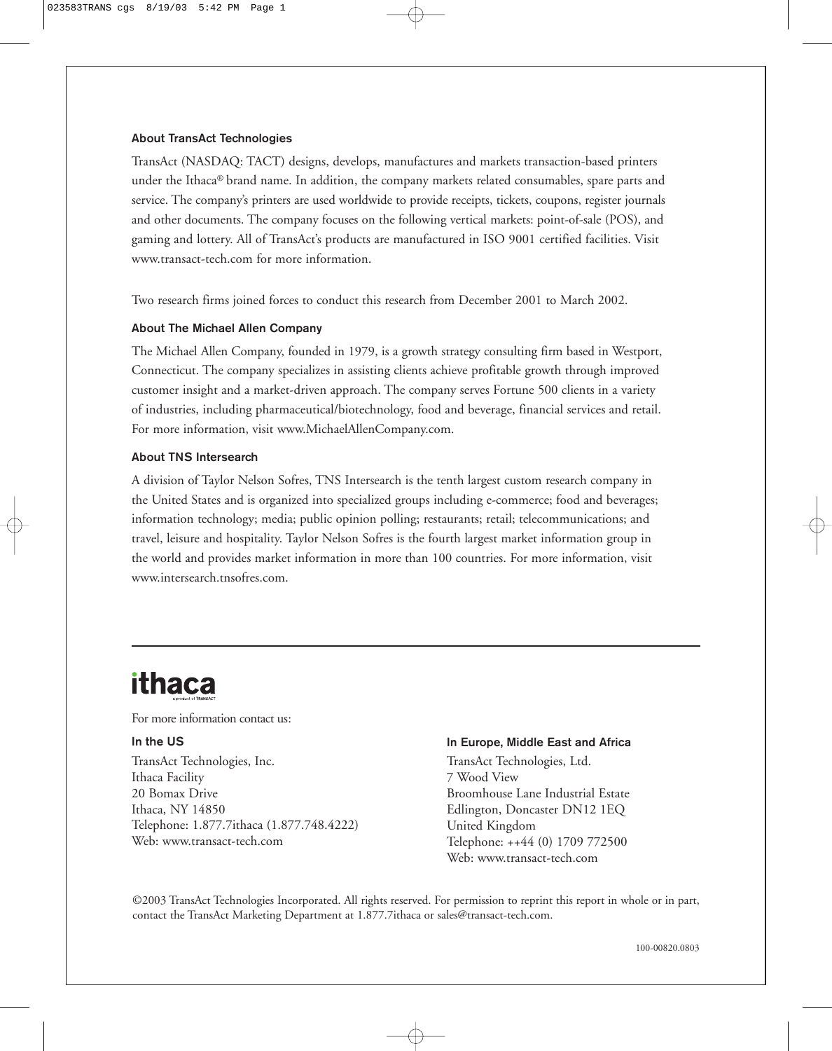### About TransAct Technologies

TransAct (NASDAQ: TACT) designs, develops, manufactures and markets transaction-based printers under the Ithaca® brand name. In addition, the company markets related consumables, spare parts and service. The company's printers are used worldwide to provide receipts, tickets, coupons, register journals and other documents. The company focuses on the following vertical markets: point-of-sale (POS), and gaming and lottery. All of TransAct's products are manufactured in ISO 9001 certified facilities. Visit www.transact-tech.com for more information.

Two research firms joined forces to conduct this research from December 2001 to March 2002.

### About The Michael Allen Company

The Michael Allen Company, founded in 1979, is a growth strategy consulting firm based in Westport, Connecticut. The company specializes in assisting clients achieve profitable growth through improved customer insight and a market-driven approach. The company serves Fortune 500 clients in a variety of industries, including pharmaceutical/biotechnology, food and beverage, financial services and retail. For more information, visit www.MichaelAllenCompany.com.

### About TNS Intersearch

A division of Taylor Nelson Sofres, TNS Intersearch is the tenth largest custom research company in the United States and is organized into specialized groups including e-commerce; food and beverages; information technology; media; public opinion polling; restaurants; retail; telecommunications; and travel, leisure and hospitality. Taylor Nelson Sofres is the fourth largest market information group in the world and provides market information in more than 100 countries. For more information, visit www.intersearch.tnsofres.com.

---

**ithaca**
a product of TRANSACT

For more information contact us:

**In the US**

TransAct Technologies, Inc.
Ithaca Facility
20 Bomax Drive
Ithaca, NY 14850
Telephone: 1.877.7ithaca (1.877.748.4222)
Web: www.transact-tech.com

**In Europe, Middle East and Africa**

TransAct Technologies, Ltd.
7 Wood View
Broomhouse Lane Industrial Estate
Edlington, Doncaster DN12 1EQ
United Kingdom
Telephone: ++44 (0) 1709 772500
Web: www.transact-tech.com

©2003 TransAct Technologies Incorporated. All rights reserved. For permission to reprint this report in whole or in part, contact the TransAct Marketing Department at 1.877.7ithaca or sales@transact-tech.com.

100-00820.0803